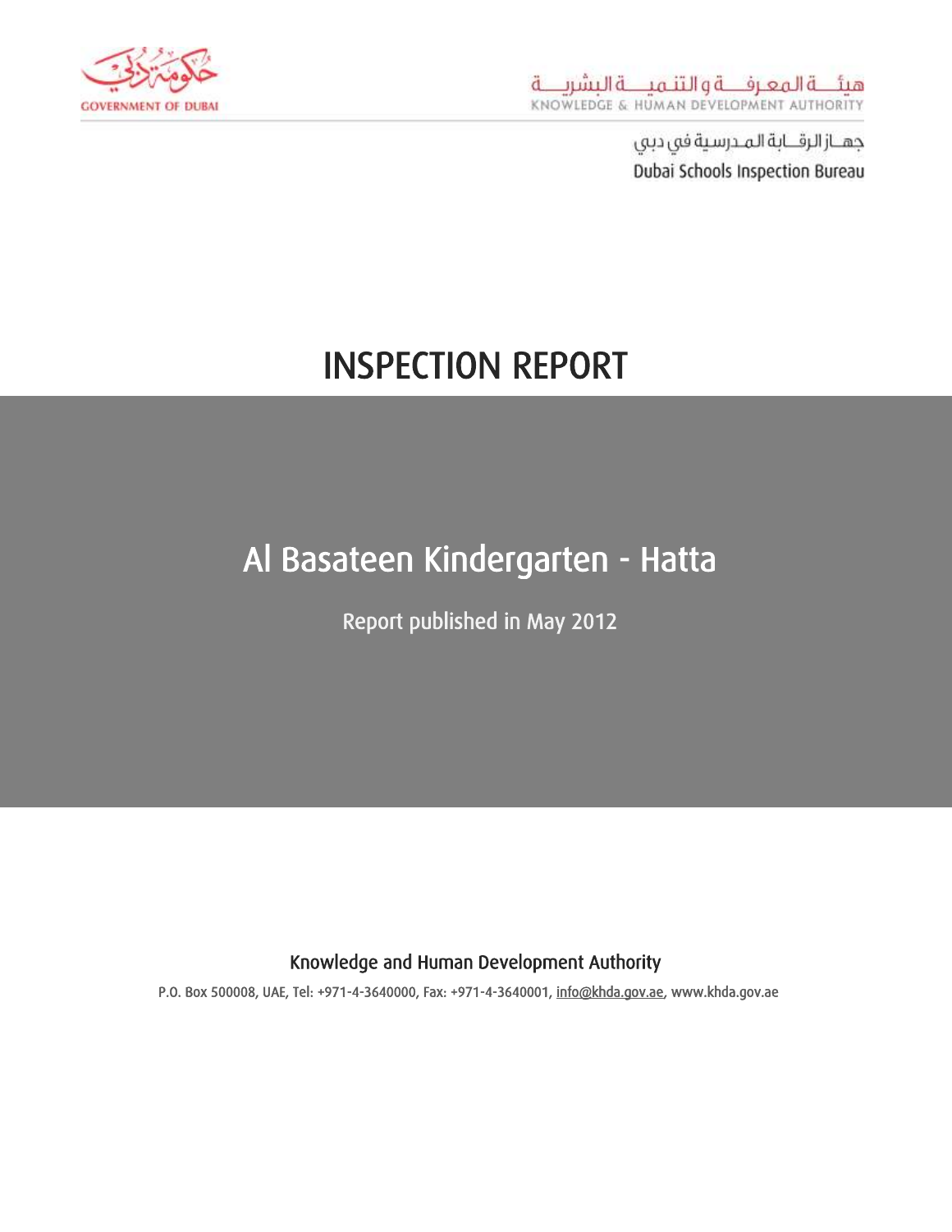حكومة دبي

GOVERNMENT OF DUBAI

هيئة المعرفة و التنمية البشرية

KNOWLEDGE & HUMAN DEVELOPMENT AUTHORITY

جهاز الرقابة المدرسية في دبي

Dubai Schools Inspection Bureau

# INSPECTION REPORT

## Al Basateen Kindergarten - Hatta

Report published in May 2012

Knowledge and Human Development Authority

P.O. Box 500008, UAE, Tel: +971-4-3640000, Fax: +971-4-3640001, info@khda.gov.ae, www.khda.gov.ae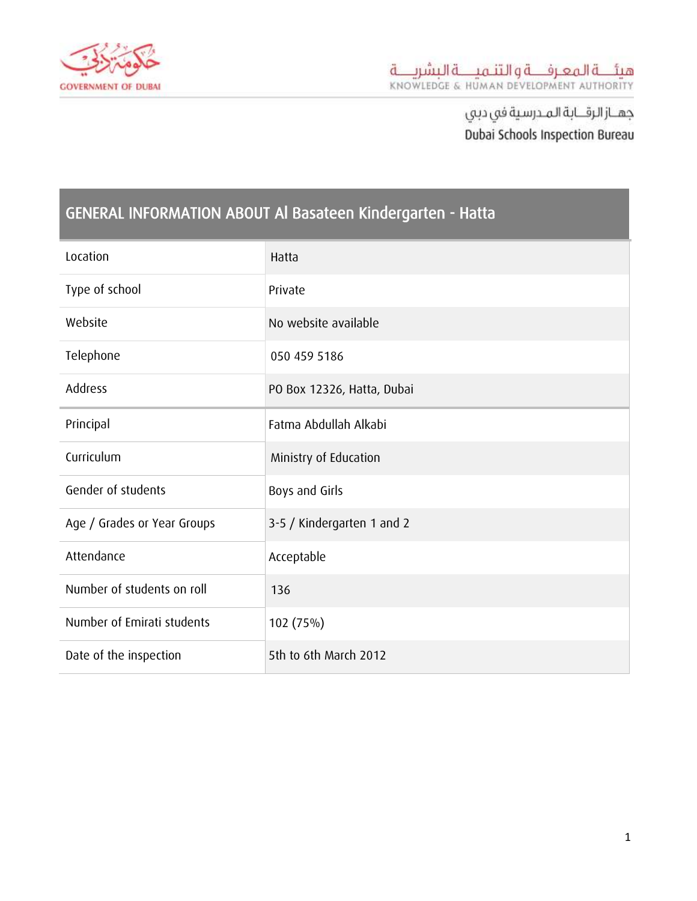# GENERAL INFORMATION ABOUT Al Basateen Kindergarten - Hatta

| | |
|---|---|
| Location | Hatta |
| Type of school | Private |
| Website | No website available |
| Telephone | 050 459 5186 |
| Address | PO Box 12326, Hatta, Dubai |
| Principal | Fatma Abdullah Alkabi |
| Curriculum | Ministry of Education |
| Gender of students | Boys and Girls |
| Age / Grades or Year Groups | 3-5 / Kindergarten 1 and 2 |
| Attendance | Acceptable |
| Number of students on roll | 136 |
| Number of Emirati students | 102 (75%) |
| Date of the inspection | 5th to 6th March 2012 |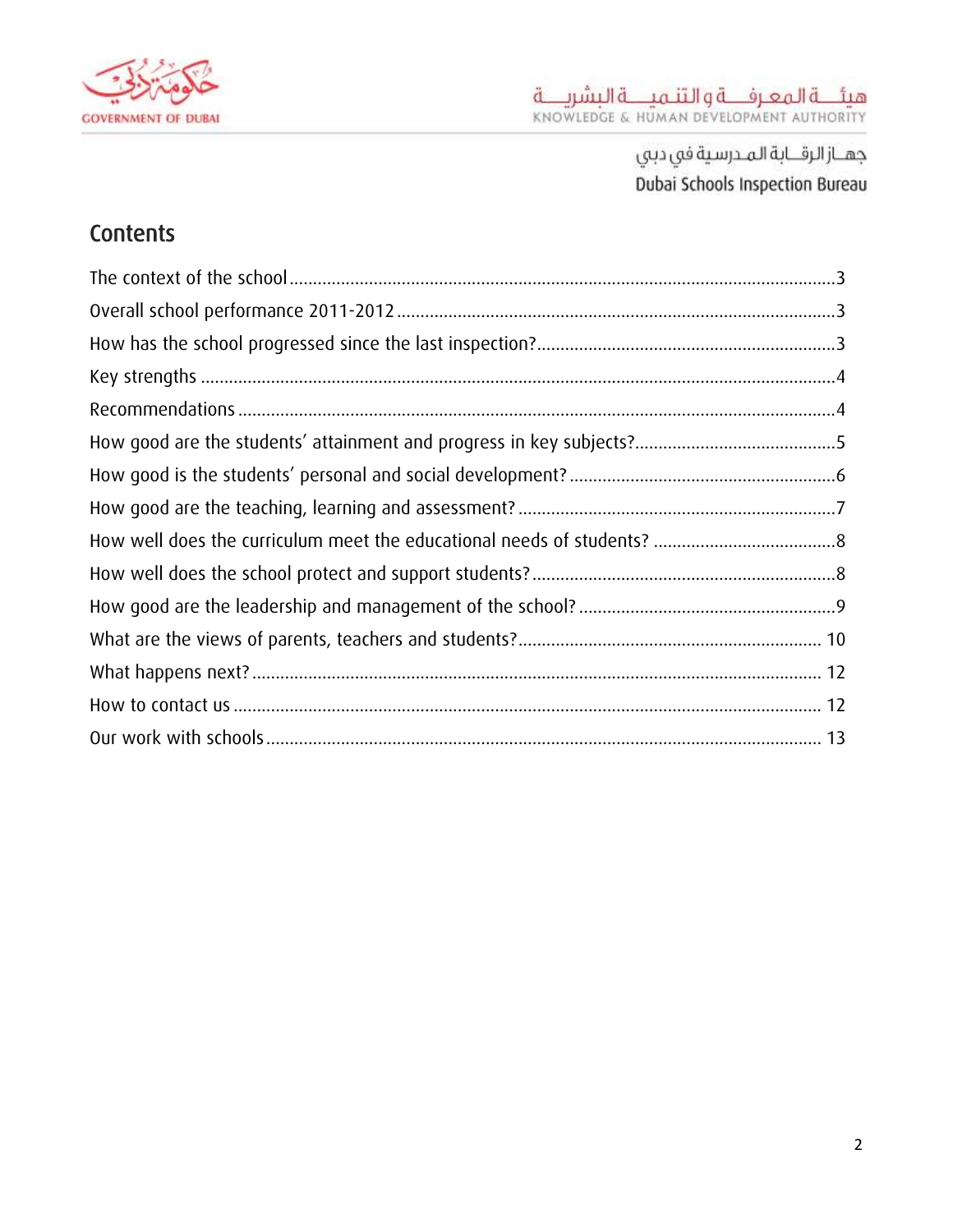## Contents

The context of the school ..... 3
Overall school performance 2011-2012 ..... 3
How has the school progressed since the last inspection? ..... 3
Key strengths ..... 4
Recommendations ..... 4
How good are the students' attainment and progress in key subjects? ..... 5
How good is the students' personal and social development? ..... 6
How good are the teaching, learning and assessment? ..... 7
How well does the curriculum meet the educational needs of students? ..... 8
How well does the school protect and support students? ..... 8
How good are the leadership and management of the school? ..... 9
What are the views of parents, teachers and students? ..... 10
What happens next? ..... 12
How to contact us ..... 12
Our work with schools ..... 13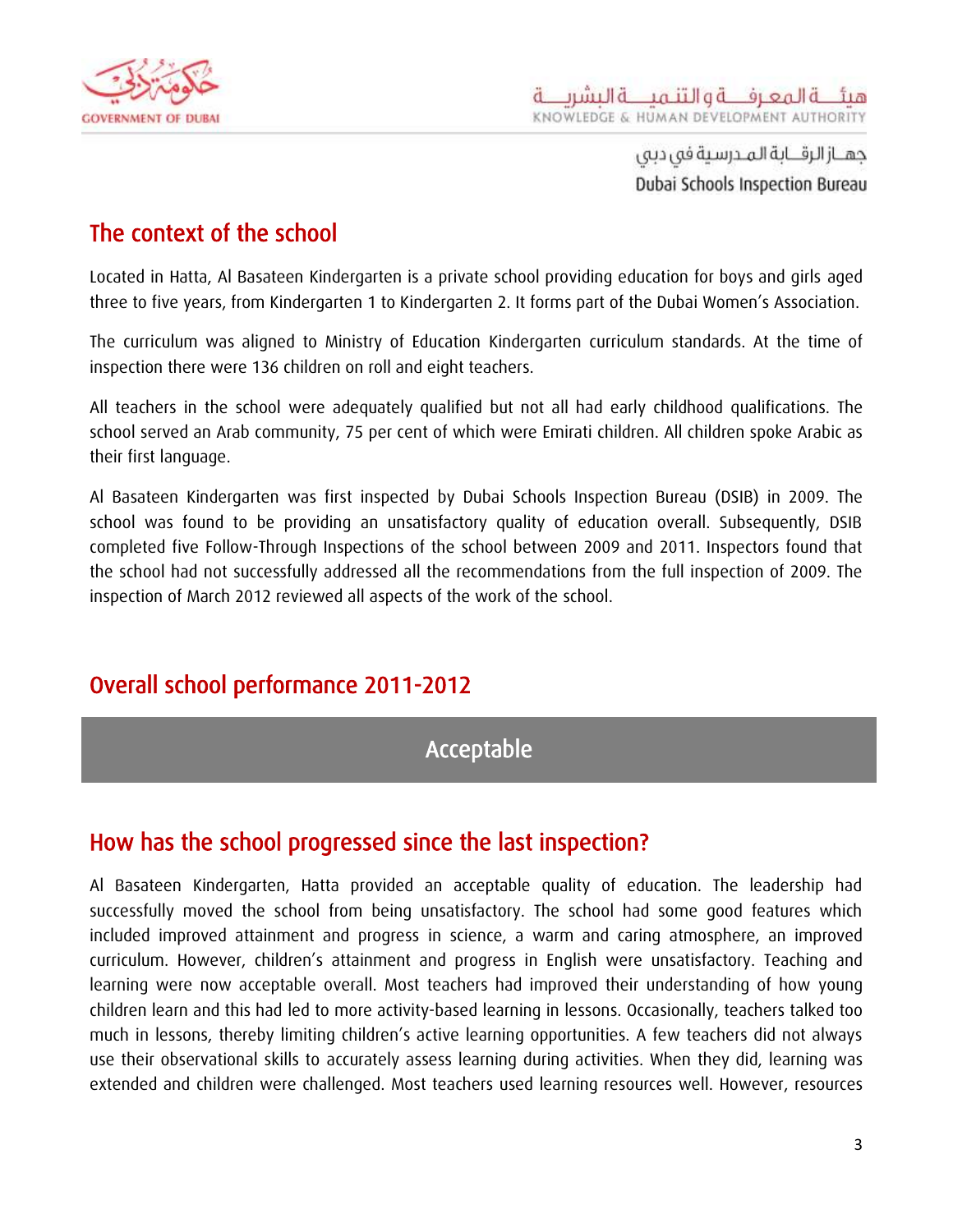## The context of the school

Located in Hatta, Al Basateen Kindergarten is a private school providing education for boys and girls aged three to five years, from Kindergarten 1 to Kindergarten 2. It forms part of the Dubai Women's Association.

The curriculum was aligned to Ministry of Education Kindergarten curriculum standards. At the time of inspection there were 136 children on roll and eight teachers.

All teachers in the school were adequately qualified but not all had early childhood qualifications. The school served an Arab community, 75 per cent of which were Emirati children. All children spoke Arabic as their first language.

Al Basateen Kindergarten was first inspected by Dubai Schools Inspection Bureau (DSIB) in 2009. The school was found to be providing an unsatisfactory quality of education overall. Subsequently, DSIB completed five Follow-Through Inspections of the school between 2009 and 2011. Inspectors found that the school had not successfully addressed all the recommendations from the full inspection of 2009. The inspection of March 2012 reviewed all aspects of the work of the school.

## Overall school performance 2011-2012

**Acceptable**

## How has the school progressed since the last inspection?

Al Basateen Kindergarten, Hatta provided an acceptable quality of education. The leadership had successfully moved the school from being unsatisfactory. The school had some good features which included improved attainment and progress in science, a warm and caring atmosphere, an improved curriculum. However, children's attainment and progress in English were unsatisfactory. Teaching and learning were now acceptable overall. Most teachers had improved their understanding of how young children learn and this had led to more activity-based learning in lessons. Occasionally, teachers talked too much in lessons, thereby limiting children's active learning opportunities. A few teachers did not always use their observational skills to accurately assess learning during activities. When they did, learning was extended and children were challenged. Most teachers used learning resources well. However, resources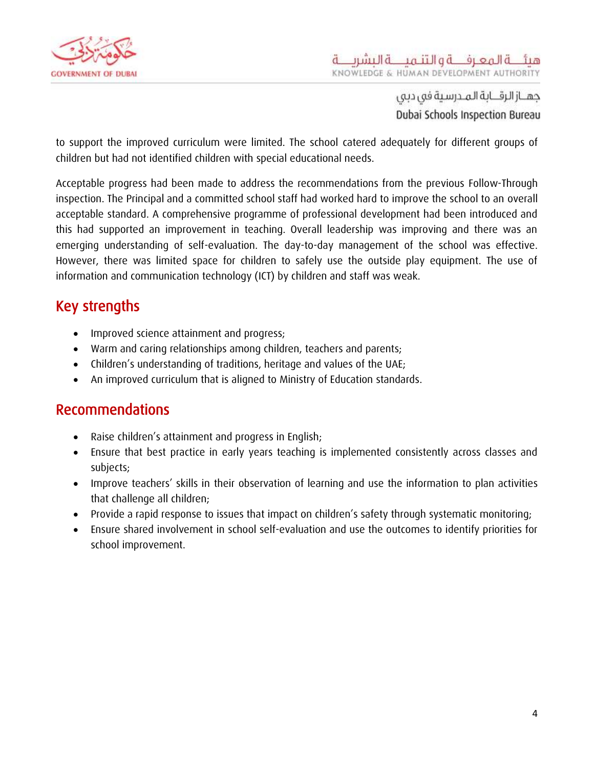to support the improved curriculum were limited. The school catered adequately for different groups of children but had not identified children with special educational needs.

Acceptable progress had been made to address the recommendations from the previous Follow-Through inspection. The Principal and a committed school staff had worked hard to improve the school to an overall acceptable standard. A comprehensive programme of professional development had been introduced and this had supported an improvement in teaching. Overall leadership was improving and there was an emerging understanding of self-evaluation. The day-to-day management of the school was effective. However, there was limited space for children to safely use the outside play equipment. The use of information and communication technology (ICT) by children and staff was weak.

## Key strengths

- Improved science attainment and progress;
- Warm and caring relationships among children, teachers and parents;
- Children's understanding of traditions, heritage and values of the UAE;
- An improved curriculum that is aligned to Ministry of Education standards.

## Recommendations

- Raise children's attainment and progress in English;
- Ensure that best practice in early years teaching is implemented consistently across classes and subjects;
- Improve teachers' skills in their observation of learning and use the information to plan activities that challenge all children;
- Provide a rapid response to issues that impact on children's safety through systematic monitoring;
- Ensure shared involvement in school self-evaluation and use the outcomes to identify priorities for school improvement.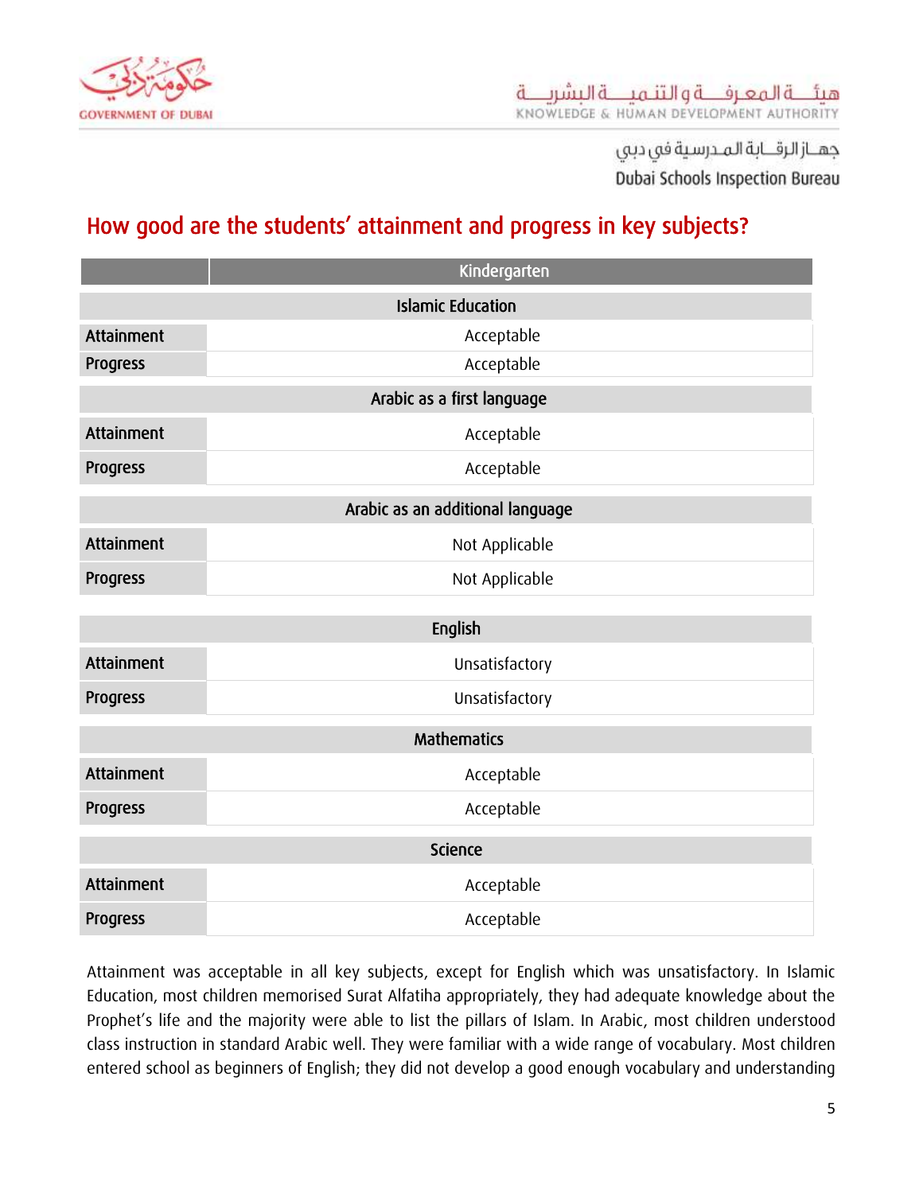## How good are the students' attainment and progress in key subjects?

| | Kindergarten |
|---|---|
| **Islamic Education** | |
| Attainment | Acceptable |
| Progress | Acceptable |
| **Arabic as a first language** | |
| Attainment | Acceptable |
| Progress | Acceptable |
| **Arabic as an additional language** | |
| Attainment | Not Applicable |
| Progress | Not Applicable |
| **English** | |
| Attainment | Unsatisfactory |
| Progress | Unsatisfactory |
| **Mathematics** | |
| Attainment | Acceptable |
| Progress | Acceptable |
| **Science** | |
| Attainment | Acceptable |
| Progress | Acceptable |

Attainment was acceptable in all key subjects, except for English which was unsatisfactory. In Islamic Education, most children memorised Surat Alfatiha appropriately, they had adequate knowledge about the Prophet's life and the majority were able to list the pillars of Islam. In Arabic, most children understood class instruction in standard Arabic well. They were familiar with a wide range of vocabulary. Most children entered school as beginners of English; they did not develop a good enough vocabulary and understanding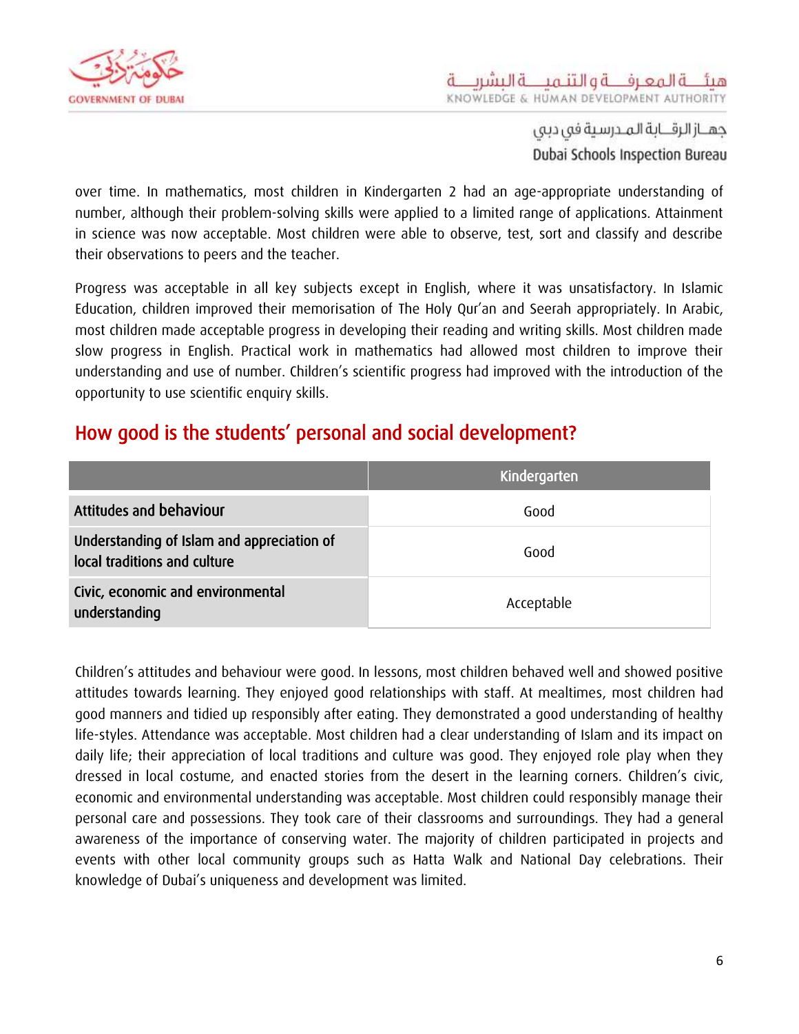over time. In mathematics, most children in Kindergarten 2 had an age-appropriate understanding of number, although their problem-solving skills were applied to a limited range of applications. Attainment in science was now acceptable. Most children were able to observe, test, sort and classify and describe their observations to peers and the teacher.

Progress was acceptable in all key subjects except in English, where it was unsatisfactory. In Islamic Education, children improved their memorisation of The Holy Qur'an and Seerah appropriately. In Arabic, most children made acceptable progress in developing their reading and writing skills. Most children made slow progress in English. Practical work in mathematics had allowed most children to improve their understanding and use of number. Children's scientific progress had improved with the introduction of the opportunity to use scientific enquiry skills.

## How good is the students' personal and social development?

| | Kindergarten |
|---|---|
| Attitudes and behaviour | Good |
| Understanding of Islam and appreciation of local traditions and culture | Good |
| Civic, economic and environmental understanding | Acceptable |

Children's attitudes and behaviour were good. In lessons, most children behaved well and showed positive attitudes towards learning. They enjoyed good relationships with staff. At mealtimes, most children had good manners and tidied up responsibly after eating. They demonstrated a good understanding of healthy life-styles. Attendance was acceptable. Most children had a clear understanding of Islam and its impact on daily life; their appreciation of local traditions and culture was good. They enjoyed role play when they dressed in local costume, and enacted stories from the desert in the learning corners. Children's civic, economic and environmental understanding was acceptable. Most children could responsibly manage their personal care and possessions. They took care of their classrooms and surroundings. They had a general awareness of the importance of conserving water. The majority of children participated in projects and events with other local community groups such as Hatta Walk and National Day celebrations. Their knowledge of Dubai's uniqueness and development was limited.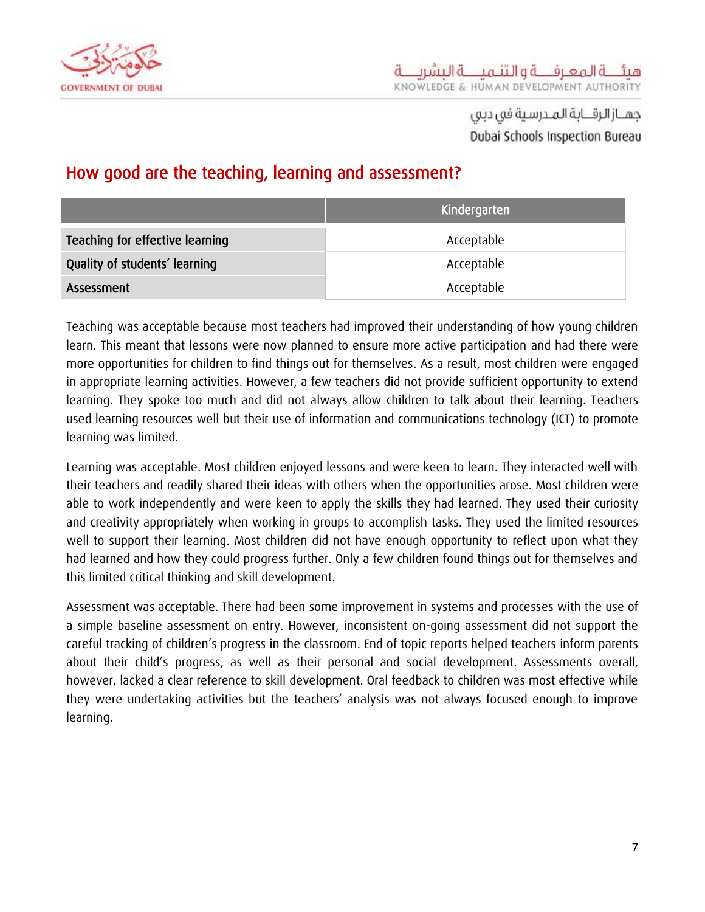## How good are the teaching, learning and assessment?

| | Kindergarten |
|---|---|
| Teaching for effective learning | Acceptable |
| Quality of students' learning | Acceptable |
| Assessment | Acceptable |

Teaching was acceptable because most teachers had improved their understanding of how young children learn. This meant that lessons were now planned to ensure more active participation and had there were more opportunities for children to find things out for themselves. As a result, most children were engaged in appropriate learning activities. However, a few teachers did not provide sufficient opportunity to extend learning. They spoke too much and did not always allow children to talk about their learning. Teachers used learning resources well but their use of information and communications technology (ICT) to promote learning was limited.

Learning was acceptable. Most children enjoyed lessons and were keen to learn. They interacted well with their teachers and readily shared their ideas with others when the opportunities arose. Most children were able to work independently and were keen to apply the skills they had learned. They used their curiosity and creativity appropriately when working in groups to accomplish tasks. They used the limited resources well to support their learning. Most children did not have enough opportunity to reflect upon what they had learned and how they could progress further. Only a few children found things out for themselves and this limited critical thinking and skill development.

Assessment was acceptable. There had been some improvement in systems and processes with the use of a simple baseline assessment on entry. However, inconsistent on-going assessment did not support the careful tracking of children's progress in the classroom. End of topic reports helped teachers inform parents about their child's progress, as well as their personal and social development. Assessments overall, however, lacked a clear reference to skill development. Oral feedback to children was most effective while they were undertaking activities but the teachers' analysis was not always focused enough to improve learning.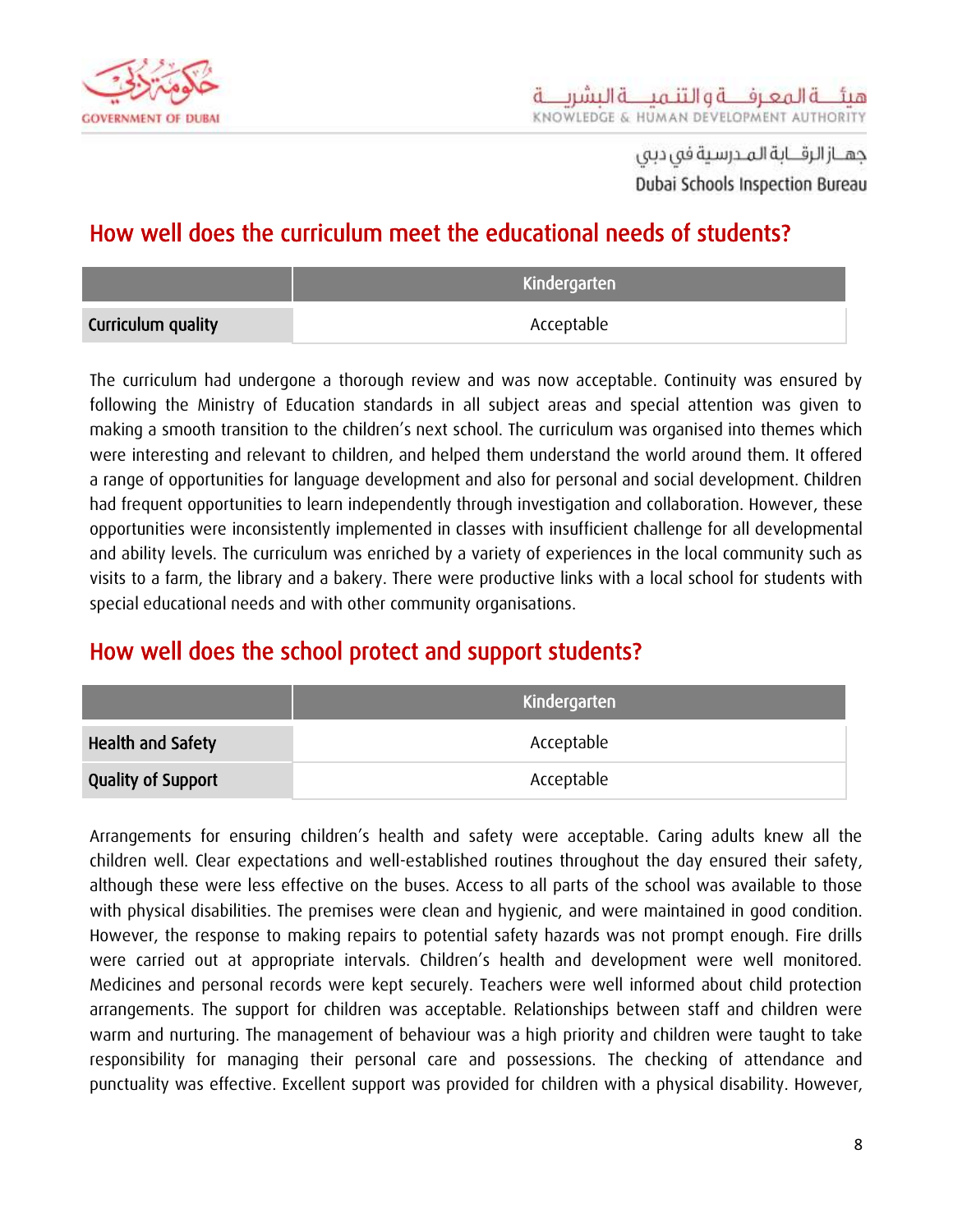## How well does the curriculum meet the educational needs of students?

| | Kindergarten |
|---|---|
| Curriculum quality | Acceptable |

The curriculum had undergone a thorough review and was now acceptable. Continuity was ensured by following the Ministry of Education standards in all subject areas and special attention was given to making a smooth transition to the children's next school. The curriculum was organised into themes which were interesting and relevant to children, and helped them understand the world around them. It offered a range of opportunities for language development and also for personal and social development. Children had frequent opportunities to learn independently through investigation and collaboration. However, these opportunities were inconsistently implemented in classes with insufficient challenge for all developmental and ability levels. The curriculum was enriched by a variety of experiences in the local community such as visits to a farm, the library and a bakery. There were productive links with a local school for students with special educational needs and with other community organisations.

## How well does the school protect and support students?

| | Kindergarten |
|---|---|
| Health and Safety | Acceptable |
| Quality of Support | Acceptable |

Arrangements for ensuring children's health and safety were acceptable. Caring adults knew all the children well. Clear expectations and well-established routines throughout the day ensured their safety, although these were less effective on the buses. Access to all parts of the school was available to those with physical disabilities. The premises were clean and hygienic, and were maintained in good condition. However, the response to making repairs to potential safety hazards was not prompt enough. Fire drills were carried out at appropriate intervals. Children's health and development were well monitored. Medicines and personal records were kept securely. Teachers were well informed about child protection arrangements. The support for children was acceptable. Relationships between staff and children were warm and nurturing. The management of behaviour was a high priority and children were taught to take responsibility for managing their personal care and possessions. The checking of attendance and punctuality was effective. Excellent support was provided for children with a physical disability. However,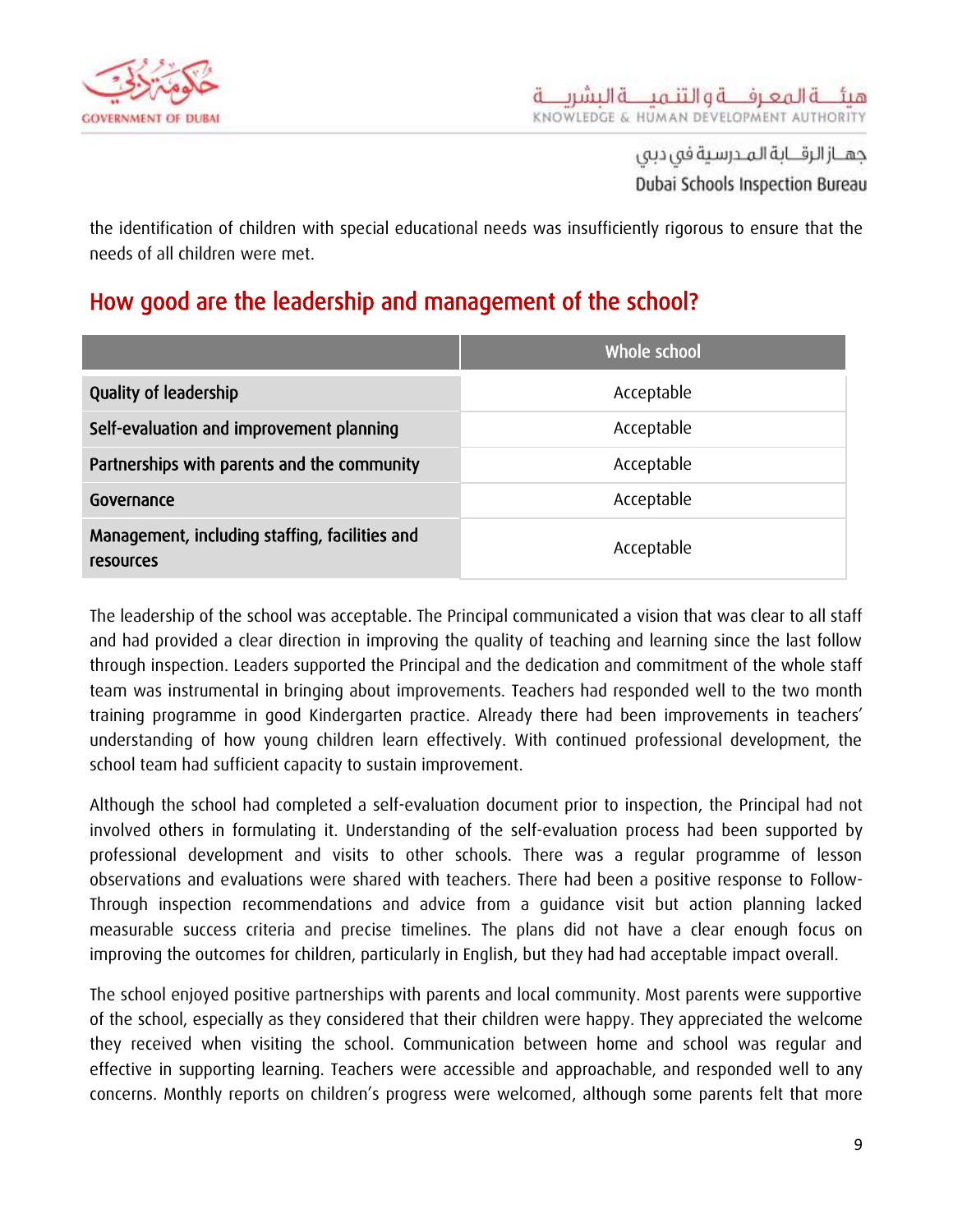the identification of children with special educational needs was insufficiently rigorous to ensure that the needs of all children were met.

## How good are the leadership and management of the school?

| | Whole school |
|---|---|
| Quality of leadership | Acceptable |
| Self-evaluation and improvement planning | Acceptable |
| Partnerships with parents and the community | Acceptable |
| Governance | Acceptable |
| Management, including staffing, facilities and resources | Acceptable |

The leadership of the school was acceptable. The Principal communicated a vision that was clear to all staff and had provided a clear direction in improving the quality of teaching and learning since the last follow through inspection. Leaders supported the Principal and the dedication and commitment of the whole staff team was instrumental in bringing about improvements. Teachers had responded well to the two month training programme in good Kindergarten practice. Already there had been improvements in teachers' understanding of how young children learn effectively. With continued professional development, the school team had sufficient capacity to sustain improvement.

Although the school had completed a self-evaluation document prior to inspection, the Principal had not involved others in formulating it. Understanding of the self-evaluation process had been supported by professional development and visits to other schools. There was a regular programme of lesson observations and evaluations were shared with teachers. There had been a positive response to Follow-Through inspection recommendations and advice from a guidance visit but action planning lacked measurable success criteria and precise timelines. The plans did not have a clear enough focus on improving the outcomes for children, particularly in English, but they had had acceptable impact overall.

The school enjoyed positive partnerships with parents and local community. Most parents were supportive of the school, especially as they considered that their children were happy. They appreciated the welcome they received when visiting the school. Communication between home and school was regular and effective in supporting learning. Teachers were accessible and approachable, and responded well to any concerns. Monthly reports on children's progress were welcomed, although some parents felt that more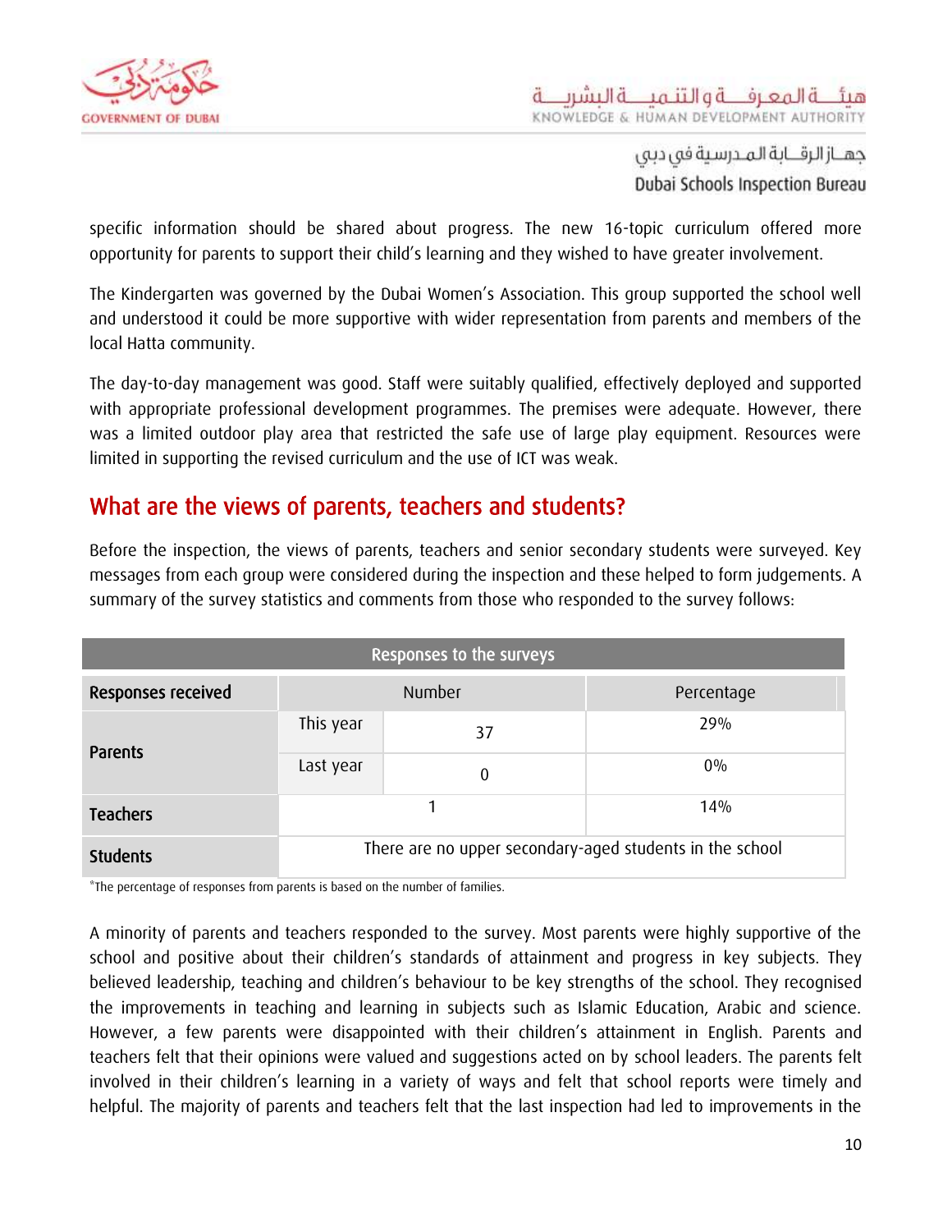specific information should be shared about progress. The new 16-topic curriculum offered more opportunity for parents to support their child's learning and they wished to have greater involvement.

The Kindergarten was governed by the Dubai Women's Association. This group supported the school well and understood it could be more supportive with wider representation from parents and members of the local Hatta community.

The day-to-day management was good. Staff were suitably qualified, effectively deployed and supported with appropriate professional development programmes. The premises were adequate. However, there was a limited outdoor play area that restricted the safe use of large play equipment. Resources were limited in supporting the revised curriculum and the use of ICT was weak.

## What are the views of parents, teachers and students?

Before the inspection, the views of parents, teachers and senior secondary students were surveyed. Key messages from each group were considered during the inspection and these helped to form judgements. A summary of the survey statistics and comments from those who responded to the survey follows:

| Responses to the surveys | | | |
|---|---|---|---|
| **Responses received** | Number | | Percentage |
| **Parents** | This year | 37 | 29% |
| | Last year | 0 | 0% |
| **Teachers** | 1 | | 14% |
| **Students** | There are no upper secondary-aged students in the school | | |

*The percentage of responses from parents is based on the number of families.

A minority of parents and teachers responded to the survey. Most parents were highly supportive of the school and positive about their children's standards of attainment and progress in key subjects. They believed leadership, teaching and children's behaviour to be key strengths of the school. They recognised the improvements in teaching and learning in subjects such as Islamic Education, Arabic and science. However, a few parents were disappointed with their children's attainment in English. Parents and teachers felt that their opinions were valued and suggestions acted on by school leaders. The parents felt involved in their children's learning in a variety of ways and felt that school reports were timely and helpful. The majority of parents and teachers felt that the last inspection had led to improvements in the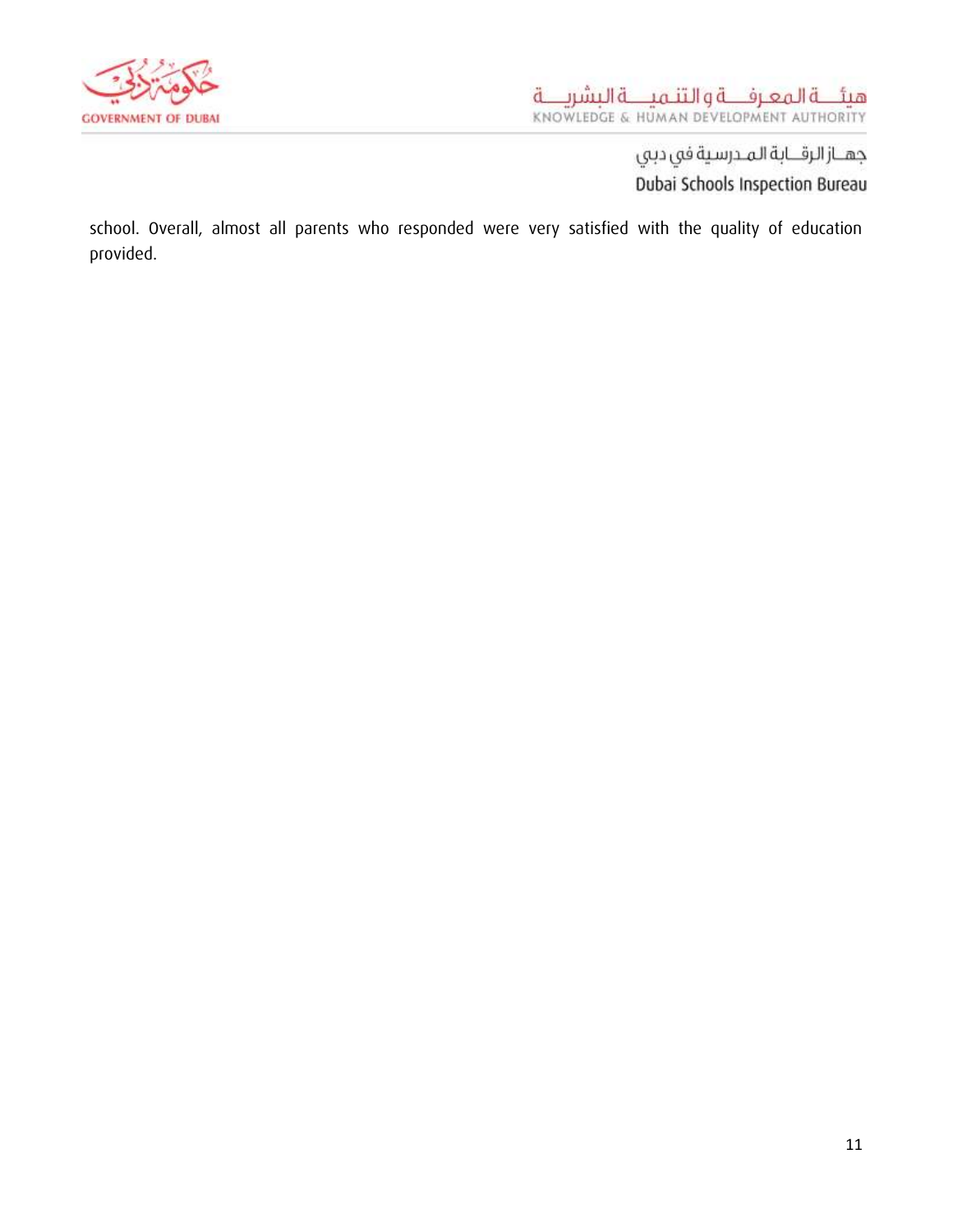school. Overall, almost all parents who responded were very satisfied with the quality of education provided.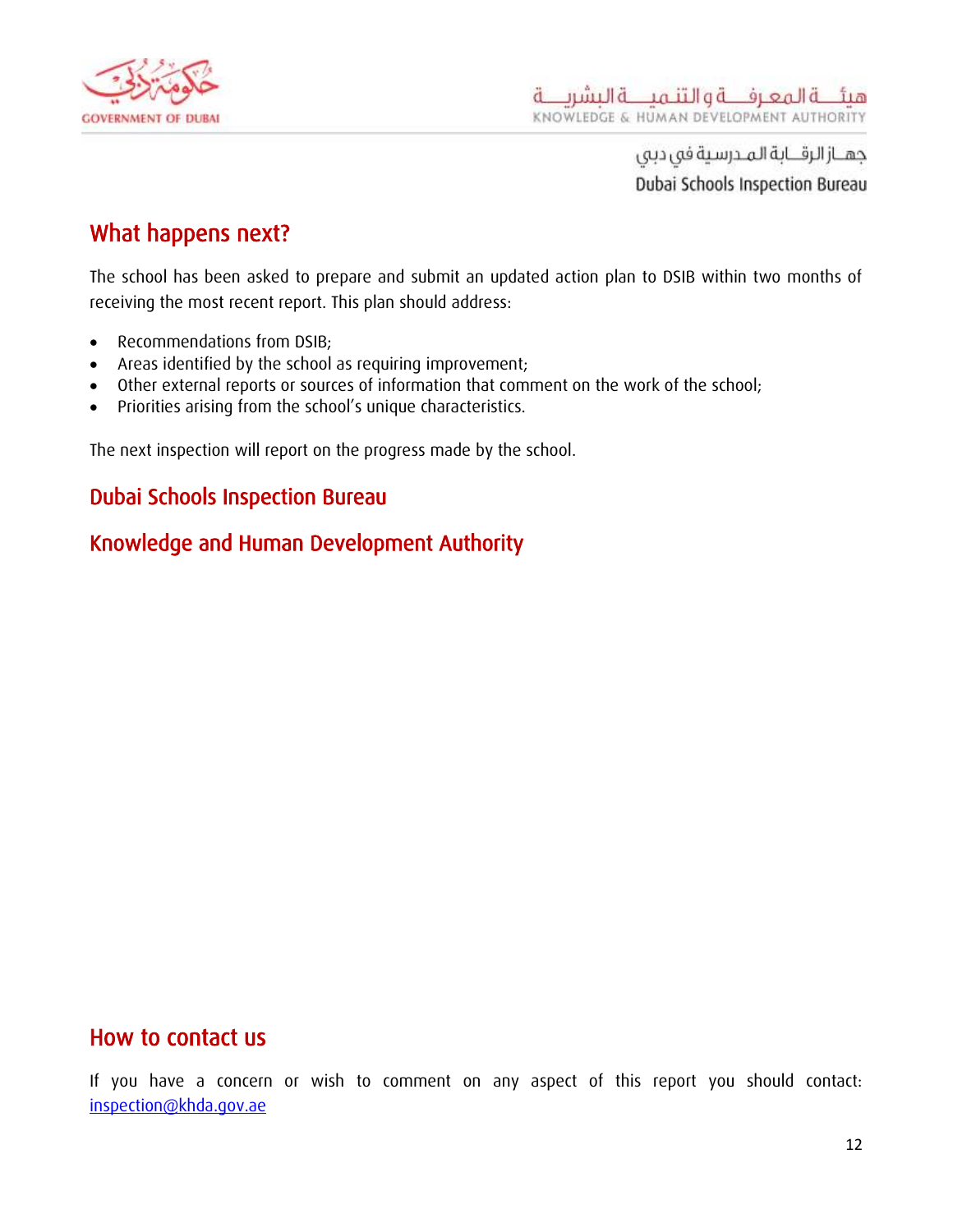## What happens next?

The school has been asked to prepare and submit an updated action plan to DSIB within two months of receiving the most recent report. This plan should address:

- Recommendations from DSIB;
- Areas identified by the school as requiring improvement;
- Other external reports or sources of information that comment on the work of the school;
- Priorities arising from the school's unique characteristics.

The next inspection will report on the progress made by the school.

### Dubai Schools Inspection Bureau

### Knowledge and Human Development Authority

## How to contact us

If you have a concern or wish to comment on any aspect of this report you should contact: inspection@khda.gov.ae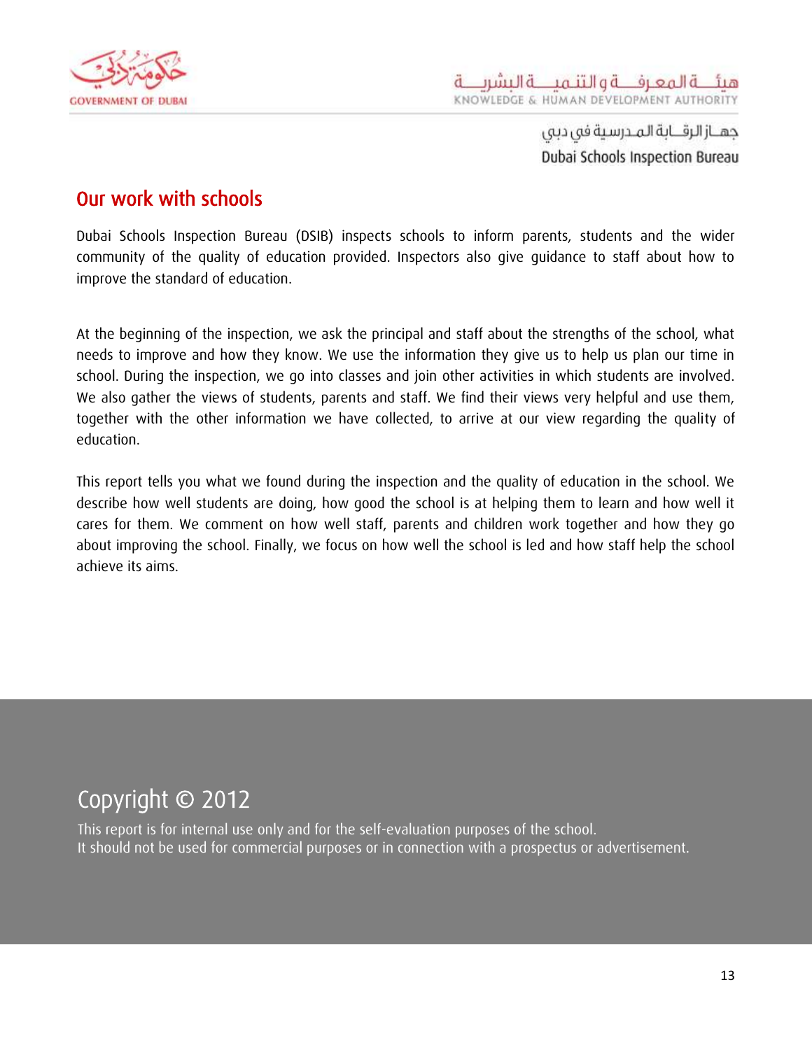## Our work with schools

Dubai Schools Inspection Bureau (DSIB) inspects schools to inform parents, students and the wider community of the quality of education provided. Inspectors also give guidance to staff about how to improve the standard of education.

At the beginning of the inspection, we ask the principal and staff about the strengths of the school, what needs to improve and how they know. We use the information they give us to help us plan our time in school. During the inspection, we go into classes and join other activities in which students are involved. We also gather the views of students, parents and staff. We find their views very helpful and use them, together with the other information we have collected, to arrive at our view regarding the quality of education.

This report tells you what we found during the inspection and the quality of education in the school. We describe how well students are doing, how good the school is at helping them to learn and how well it cares for them. We comment on how well staff, parents and children work together and how they go about improving the school. Finally, we focus on how well the school is led and how staff help the school achieve its aims.

## Copyright © 2012

This report is for internal use only and for the self-evaluation purposes of the school.
It should not be used for commercial purposes or in connection with a prospectus or advertisement.